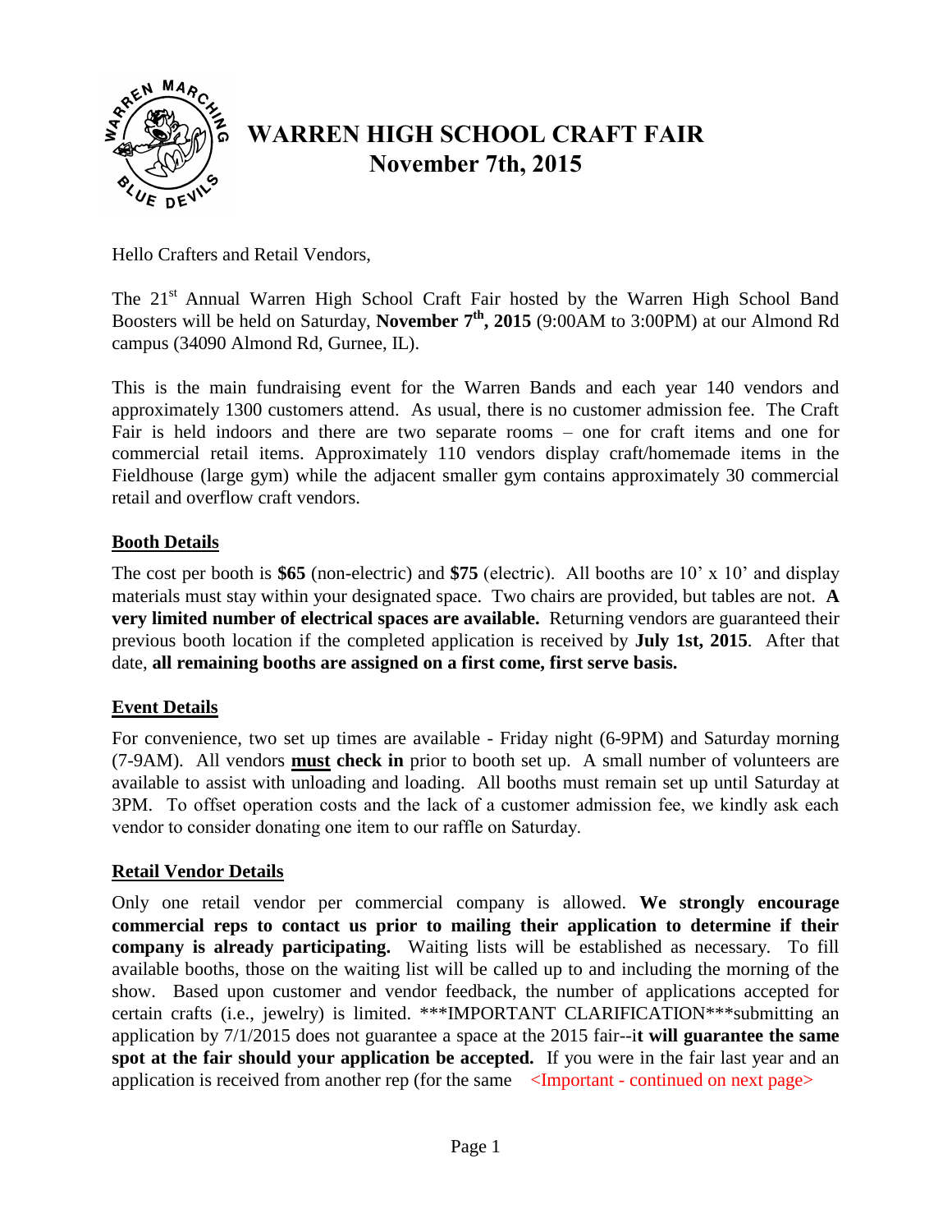// Instructions say no images detected, so the logo is omitted.

# WARREN HIGH SCHOOL CRAFT FAIR
# November 7th, 2015

Hello Crafters and Retail Vendors,

The 21st Annual Warren High School Craft Fair hosted by the Warren High School Band Boosters will be held on Saturday, **November 7th, 2015** (9:00AM to 3:00PM) at our Almond Rd campus (34090 Almond Rd, Gurnee, IL).

This is the main fundraising event for the Warren Bands and each year 140 vendors and approximately 1300 customers attend. As usual, there is no customer admission fee. The Craft Fair is held indoors and there are two separate rooms – one for craft items and one for commercial retail items. Approximately 110 vendors display craft/homemade items in the Fieldhouse (large gym) while the adjacent smaller gym contains approximately 30 commercial retail and overflow craft vendors.

## Booth Details

The cost per booth is **$65** (non-electric) and **$75** (electric). All booths are 10' x 10' and display materials must stay within your designated space. Two chairs are provided, but tables are not. **A very limited number of electrical spaces are available.** Returning vendors are guaranteed their previous booth location if the completed application is received by **July 1st, 2015**. After that date, **all remaining booths are assigned on a first come, first serve basis.**

## Event Details

For convenience, two set up times are available - Friday night (6-9PM) and Saturday morning (7-9AM). All vendors **must check in** prior to booth set up. A small number of volunteers are available to assist with unloading and loading. All booths must remain set up until Saturday at 3PM. To offset operation costs and the lack of a customer admission fee, we kindly ask each vendor to consider donating one item to our raffle on Saturday.

## Retail Vendor Details

Only one retail vendor per commercial company is allowed. **We strongly encourage commercial reps to contact us prior to mailing their application to determine if their company is already participating.** Waiting lists will be established as necessary. To fill available booths, those on the waiting list will be called up to and including the morning of the show. Based upon customer and vendor feedback, the number of applications accepted for certain crafts (i.e., jewelry) is limited. ***IMPORTANT CLARIFICATION***submitting an application by 7/1/2015 does not guarantee a space at the 2015 fair--i**t will guarantee the same spot at the fair should your application be accepted.** If you were in the fair last year and an application is received from another rep (for the same <Important - continued on next page>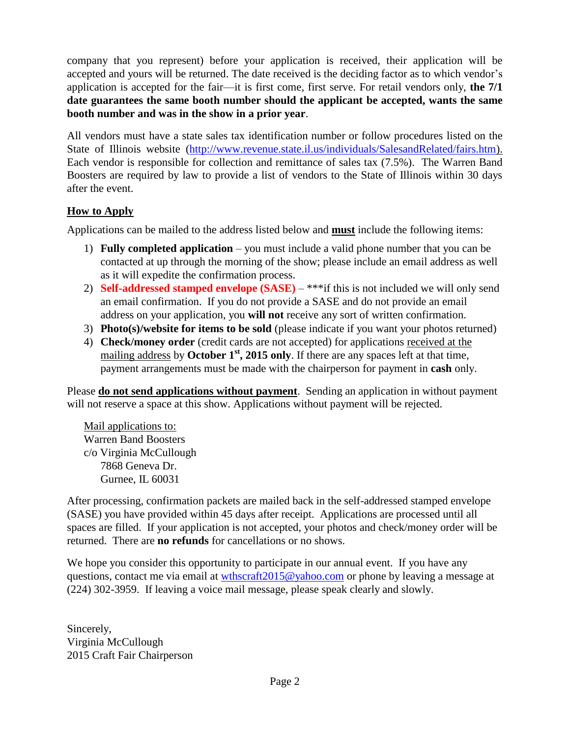company that you represent) before your application is received, their application will be accepted and yours will be returned. The date received is the deciding factor as to which vendor's application is accepted for the fair—it is first come, first serve. For retail vendors only, **the 7/1 date guarantees the same booth number should the applicant be accepted, wants the same booth number and was in the show in a prior year**.

All vendors must have a state sales tax identification number or follow procedures listed on the State of Illinois website (http://www.revenue.state.il.us/individuals/SalesandRelated/fairs.htm). Each vendor is responsible for collection and remittance of sales tax (7.5%). The Warren Band Boosters are required by law to provide a list of vendors to the State of Illinois within 30 days after the event.

## How to Apply

Applications can be mailed to the address listed below and **must** include the following items:

1) **Fully completed application** – you must include a valid phone number that you can be contacted at up through the morning of the show; please include an email address as well as it will expedite the confirmation process.
2) **Self-addressed stamped envelope (SASE)** – ***if this is not included we will only send an email confirmation. If you do not provide a SASE and do not provide an email address on your application, you **will not** receive any sort of written confirmation.
3) **Photo(s)/website for items to be sold** (please indicate if you want your photos returned)
4) **Check/money order** (credit cards are not accepted) for applications received at the mailing address by **October 1st, 2015 only**. If there are any spaces left at that time, payment arrangements must be made with the chairperson for payment in **cash** only.

Please **do not send applications without payment**. Sending an application in without payment will not reserve a space at this show. Applications without payment will be rejected.

Mail applications to:
Warren Band Boosters
c/o Virginia McCullough
7868 Geneva Dr.
Gurnee, IL 60031

After processing, confirmation packets are mailed back in the self-addressed stamped envelope (SASE) you have provided within 45 days after receipt. Applications are processed until all spaces are filled. If your application is not accepted, your photos and check/money order will be returned. There are **no refunds** for cancellations or no shows.

We hope you consider this opportunity to participate in our annual event. If you have any questions, contact me via email at wthscraft2015@yahoo.com or phone by leaving a message at (224) 302-3959. If leaving a voice mail message, please speak clearly and slowly.

Sincerely,
Virginia McCullough
2015 Craft Fair Chairperson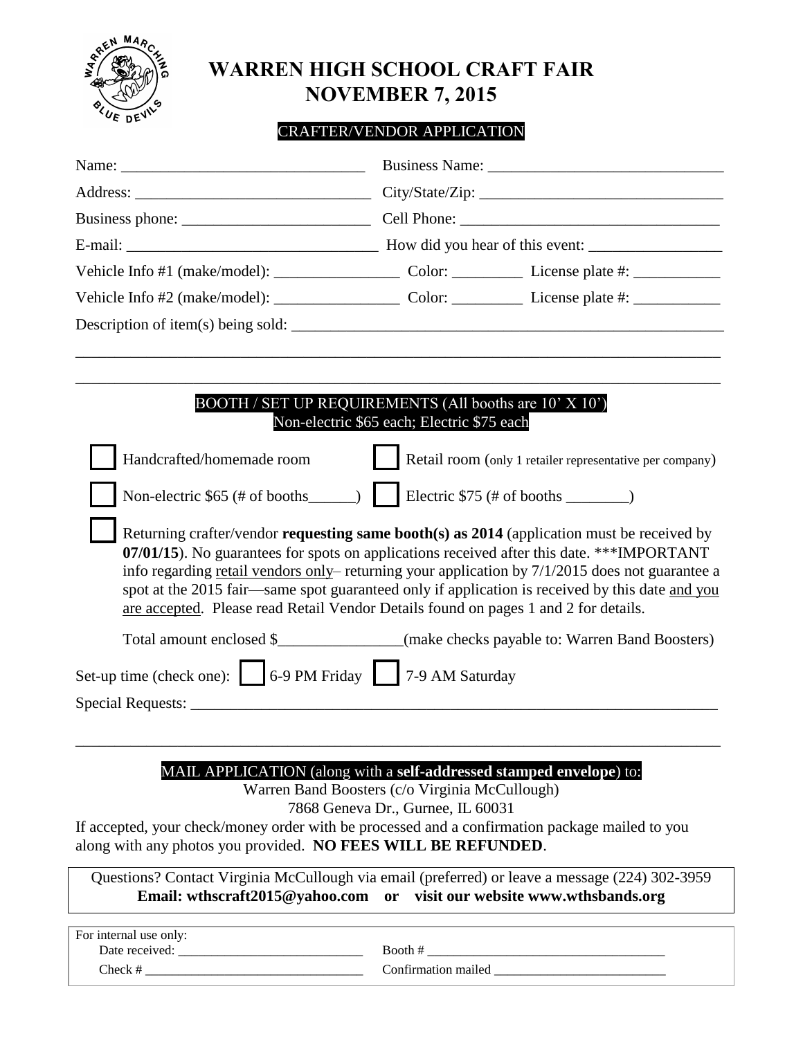# WARREN HIGH SCHOOL CRAFT FAIR NOVEMBER 7, 2015

## CRAFTER/VENDOR APPLICATION

Name: _______________________________ Business Name: ______________________________

Address: ______________________________ City/State/Zip: _______________________________

Business phone: ________________________ Cell Phone: _________________________________

E-mail: ________________________________ How did you hear of this event: _________________

Vehicle Info #1 (make/model): ________________ Color: _________ License plate #: ___________

Vehicle Info #2 (make/model): ________________ Color: _________ License plate #: ___________

Description of item(s) being sold: _________________________________________________________

______________________________________________________________________________

______________________________________________________________________________

## BOOTH / SET UP REQUIREMENTS (All booths are 10' X 10')

Non-electric $65 each; Electric $75 each

☐ Handcrafted/homemade room ☐ Retail room (only 1 retailer representative per company)

☐ Non-electric $65 (# of booths______) ☐ Electric $75 (# of booths ________)

☐ Returning crafter/vendor **requesting same booth(s) as 2014** (application must be received by **07/01/15**). No guarantees for spots on applications received after this date. ***IMPORTANT info regarding retail vendors only– returning your application by 7/1/2015 does not guarantee a spot at the 2015 fair—same spot guaranteed only if application is received by this date and you are accepted. Please read Retail Vendor Details found on pages 1 and 2 for details.

Total amount enclosed $________________(make checks payable to: Warren Band Boosters)

Set-up time (check one): ☐ 6-9 PM Friday ☐ 7-9 AM Saturday

Special Requests: _________________________________________________________________

______________________________________________________________________________

## MAIL APPLICATION (along with a **self-addressed stamped envelope**) to:

Warren Band Boosters (c/o Virginia McCullough)
7868 Geneva Dr., Gurnee, IL 60031

If accepted, your check/money order with be processed and a confirmation package mailed to you along with any photos you provided. **NO FEES WILL BE REFUNDED**.

Questions? Contact Virginia McCullough via email (preferred) or leave a message (224) 302-3959
**Email: wthscraft2015@yahoo.com or visit our website www.wthsbands.org**

For internal use only:
Date received: ____________________________ Booth # ___________________________________
Check # _________________________________ Confirmation mailed _________________________